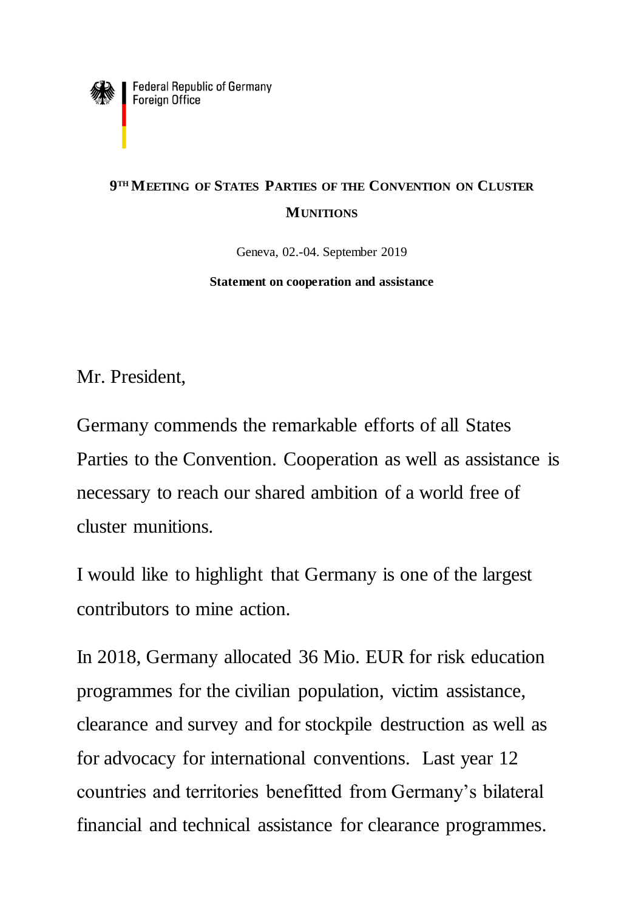Federal Republic of Germany
Foreign Office

# 9TH MEETING OF STATES PARTIES OF THE CONVENTION ON CLUSTER MUNITIONS

Geneva, 02.-04. September 2019

**Statement on cooperation and assistance**

Mr. President,

Germany commends the remarkable efforts of all States Parties to the Convention. Cooperation as well as assistance is necessary to reach our shared ambition of a world free of cluster munitions.

I would like to highlight that Germany is one of the largest contributors to mine action.

In 2018, Germany allocated 36 Mio. EUR for risk education programmes for the civilian population, victim assistance, clearance and survey and for stockpile destruction as well as for advocacy for international conventions. Last year 12 countries and territories benefitted from Germany's bilateral financial and technical assistance for clearance programmes.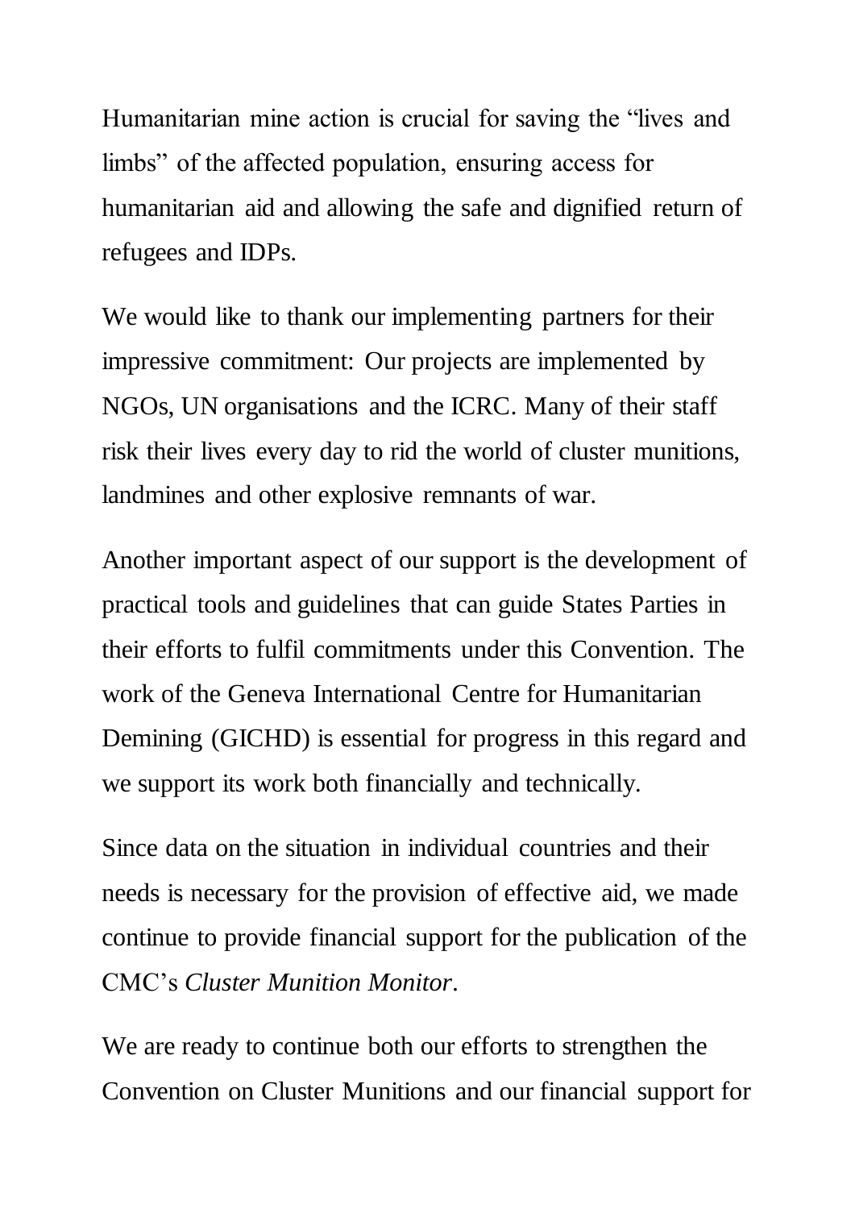Humanitarian mine action is crucial for saving the "lives and limbs" of the affected population, ensuring access for humanitarian aid and allowing the safe and dignified return of refugees and IDPs.

We would like to thank our implementing partners for their impressive commitment: Our projects are implemented by NGOs, UN organisations and the ICRC. Many of their staff risk their lives every day to rid the world of cluster munitions, landmines and other explosive remnants of war.

Another important aspect of our support is the development of practical tools and guidelines that can guide States Parties in their efforts to fulfil commitments under this Convention. The work of the Geneva International Centre for Humanitarian Demining (GICHD) is essential for progress in this regard and we support its work both financially and technically.

Since data on the situation in individual countries and their needs is necessary for the provision of effective aid, we made continue to provide financial support for the publication of the CMC's *Cluster Munition Monitor*.

We are ready to continue both our efforts to strengthen the Convention on Cluster Munitions and our financial support for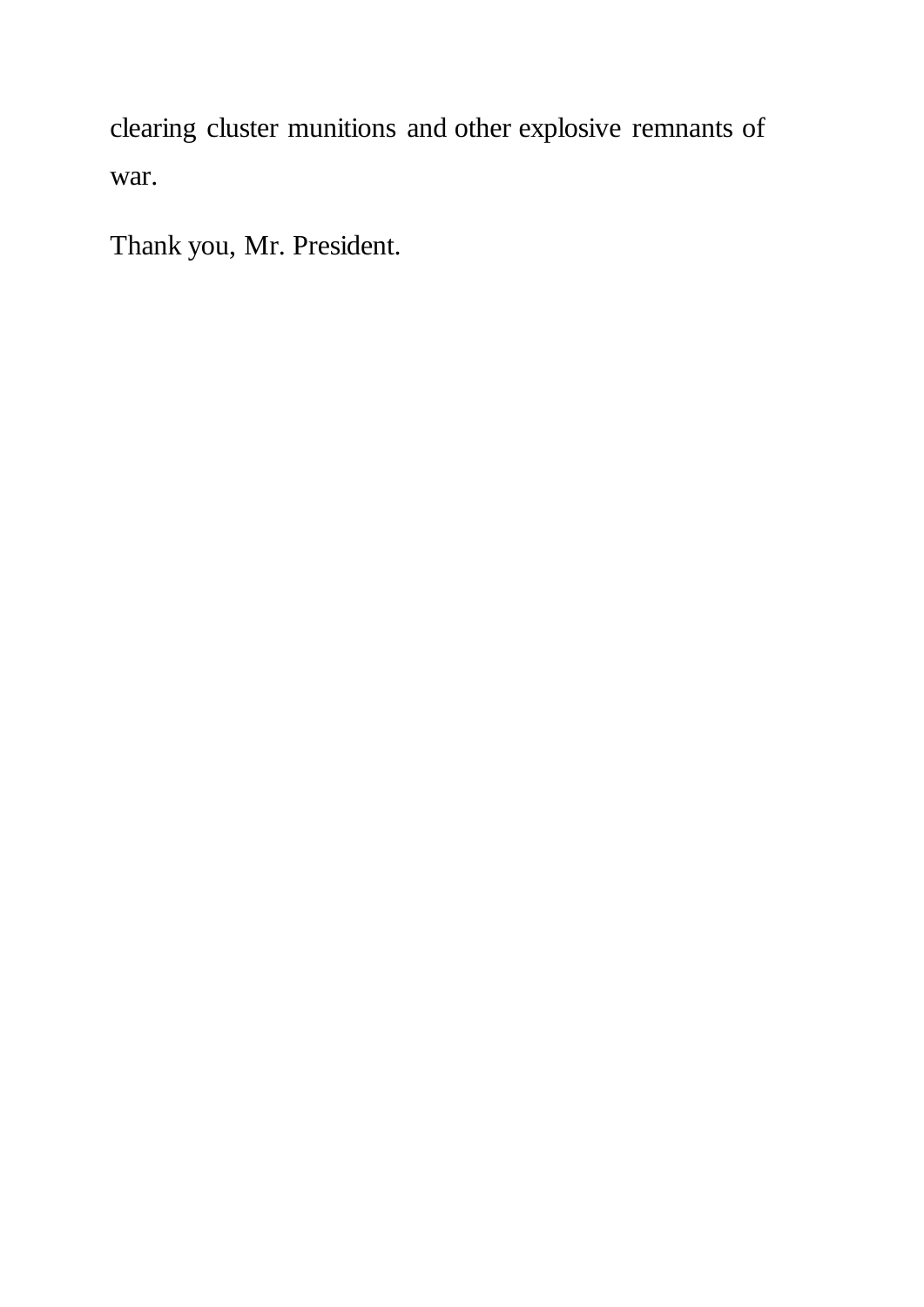clearing cluster munitions and other explosive remnants of war.

Thank you, Mr. President.